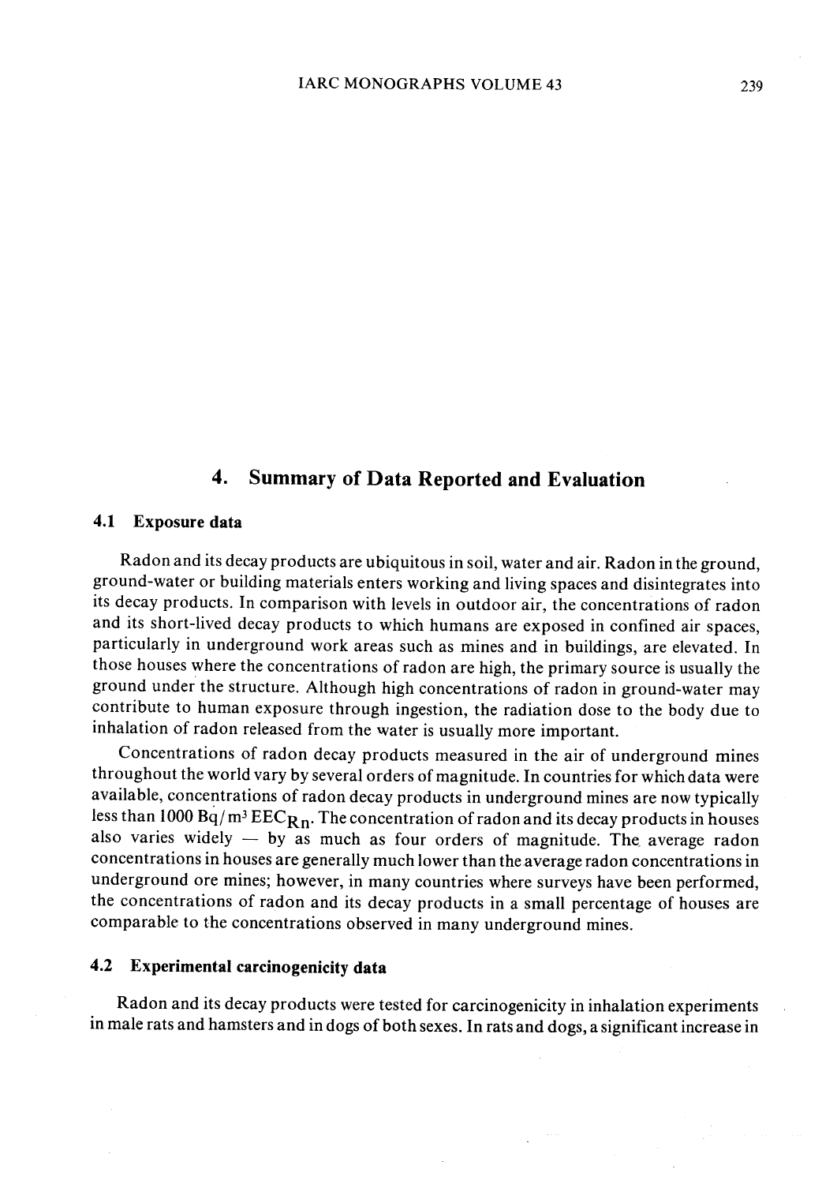## 4. Summary of Data Reported and Evaluation

### 4.1 Exposure data

Radon and its decay products are ubiquitous in soil, water and air. Radon in the ground, ground-water or building materials enters working and living spaces and disintegrates into its decay products. In comparison with levels in outdoor air, the concentrations of radon and its short-lived decay products to which humans are exposed in confined air spaces, particularly in underground work areas such as mines and in buildings, are elevated. In those houses where the concentrations of radon are high, the primary source is usually the ground under the structure. Although high concentrations of radon in ground-water may contribute to human exposure through ingestion, the radiation dose to the body due to inhalation of radon released from the water is usually more important.

Concentrations of radon decay products measured in the air of underground mines throughout the world vary by several orders of magnitude. In countries for which data were available, concentrations of radon decay products in underground mines are now typically less than 1000 $Bq/m^3$ $EEC_{Rn}$. The concentration of radon and its decay products in houses also varies widely — by as much as four orders of magnitude. The average radon concentrations in houses are generally much lower than the average radon concentrations in underground ore mines; however, in many countries where surveys have been performed, the concentrations of radon and its decay products in a small percentage of houses are comparable to the concentrations observed in many underground mines.

### 4.2 Experimental carcinogenicity data

Radon and its decay products were tested for carcinogenicity in inhalation experiments in male rats and hamsters and in dogs of both sexes. In rats and dogs, a significant increase in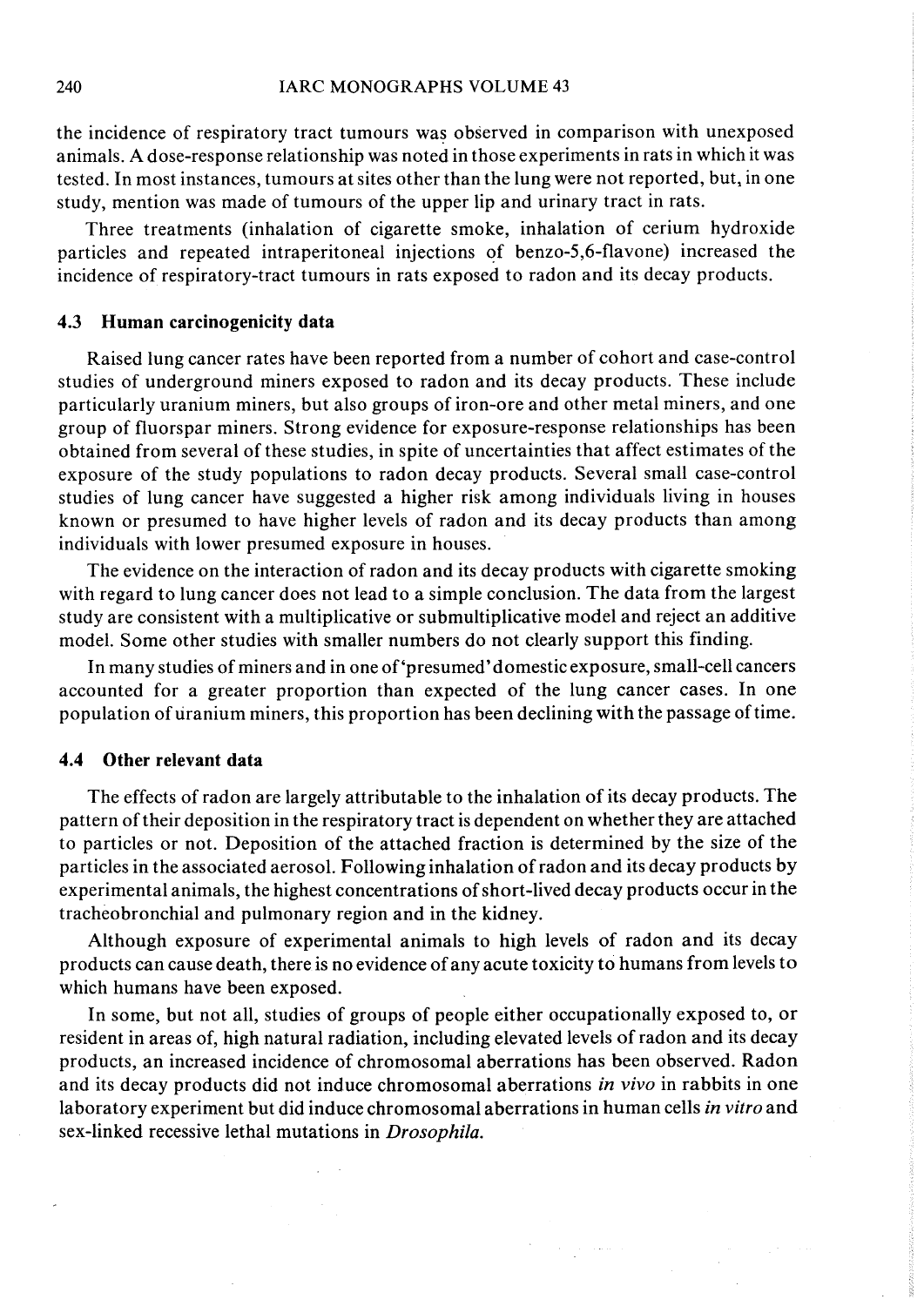the incidence of respiratory tract tumours was observed in comparison with unexposed animals. A dose-response relationship was noted in those experiments in rats in which it was tested. In most instances, tumours at sites other than the lung were not reported, but, in one study, mention was made of tumours of the upper lip and urinary tract in rats.

Three treatments (inhalation of cigarette smoke, inhalation of cerium hydroxide particles and repeated intraperitoneal injections of benzo-5,6-flavone) increased the incidence of respiratory-tract tumours in rats exposed to radon and its decay products.

### 4.3 Human carcinogenicity data

Raised lung cancer rates have been reported from a number of cohort and case-control studies of underground miners exposed to radon and its decay products. These include particularly uranium miners, but also groups of iron-ore and other metal miners, and one group of fluorspar miners. Strong evidence for exposure-response relationships has been obtained from several of these studies, in spite of uncertainties that affect estimates of the exposure of the study populations to radon decay products. Several small case-control studies of lung cancer have suggested a higher risk among individuals living in houses known or presumed to have higher levels of radon and its decay products than among individuals with lower presumed exposure in houses.

The evidence on the interaction of radon and its decay products with cigarette smoking with regard to lung cancer does not lead to a simple conclusion. The data from the largest study are consistent with a multiplicative or submultiplicative model and reject an additive model. Some other studies with smaller numbers do not clearly support this finding.

In many studies of miners and in one of 'presumed' domestic exposure, small-cell cancers accounted for a greater proportion than expected of the lung cancer cases. In one population of uranium miners, this proportion has been declining with the passage of time.

### 4.4 Other relevant data

The effects of radon are largely attributable to the inhalation of its decay products. The pattern of their deposition in the respiratory tract is dependent on whether they are attached to particles or not. Deposition of the attached fraction is determined by the size of the particles in the associated aerosol. Following inhalation of radon and its decay products by experimental animals, the highest concentrations of short-lived decay products occur in the tracheobronchial and pulmonary region and in the kidney.

Although exposure of experimental animals to high levels of radon and its decay products can cause death, there is no evidence of any acute toxicity to humans from levels to which humans have been exposed.

In some, but not all, studies of groups of people either occupationally exposed to, or resident in areas of, high natural radiation, including elevated levels of radon and its decay products, an increased incidence of chromosomal aberrations has been observed. Radon and its decay products did not induce chromosomal aberrations *in vivo* in rabbits in one laboratory experiment but did induce chromosomal aberrations in human cells *in vitro* and sex-linked recessive lethal mutations in *Drosophila*.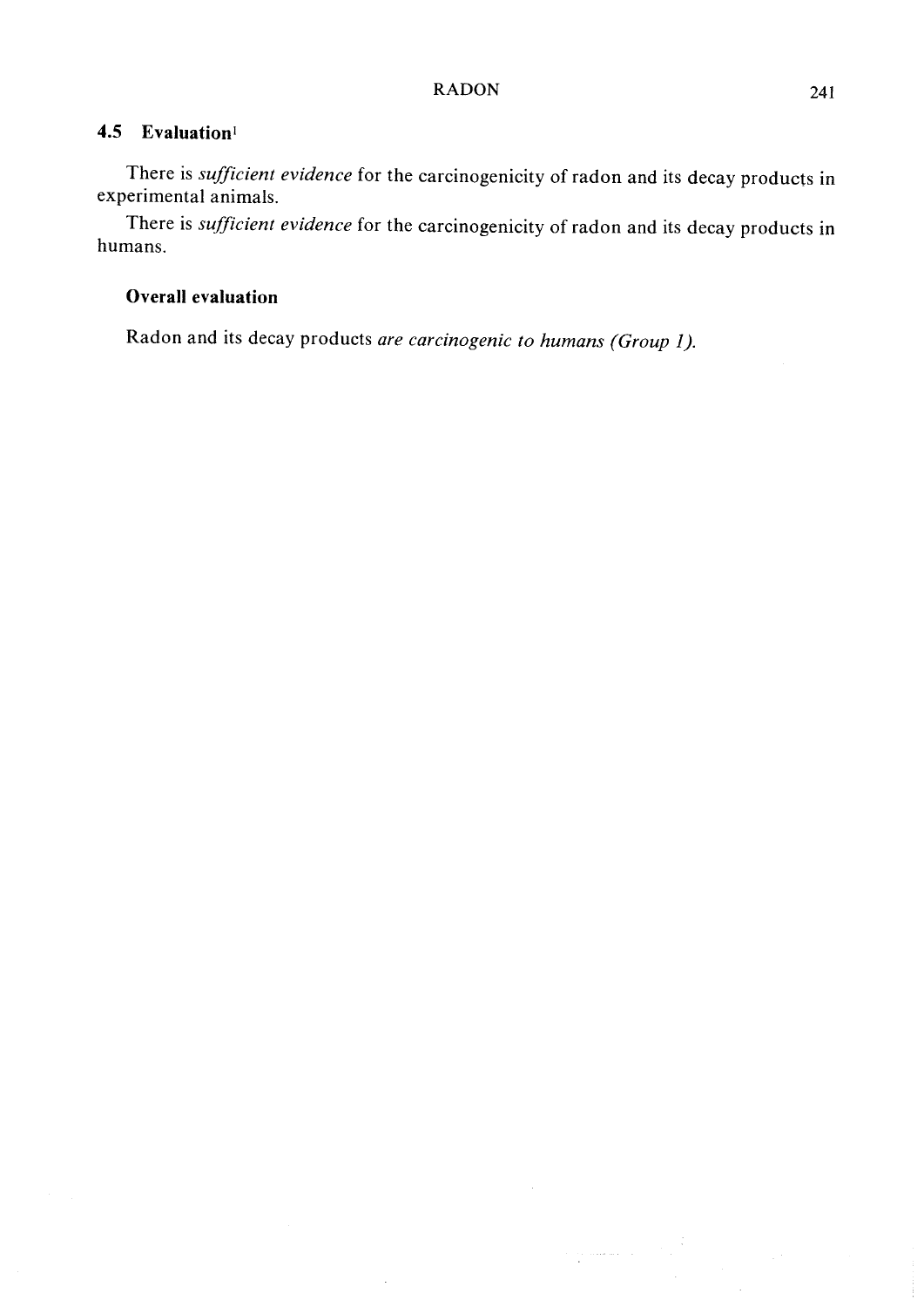### 4.5 Evaluation[1]

There is *sufficient evidence* for the carcinogenicity of radon and its decay products in experimental animals.

There is *sufficient evidence* for the carcinogenicity of radon and its decay products in humans.

#### Overall evaluation

Radon and its decay products *are carcinogenic to humans (Group 1).*